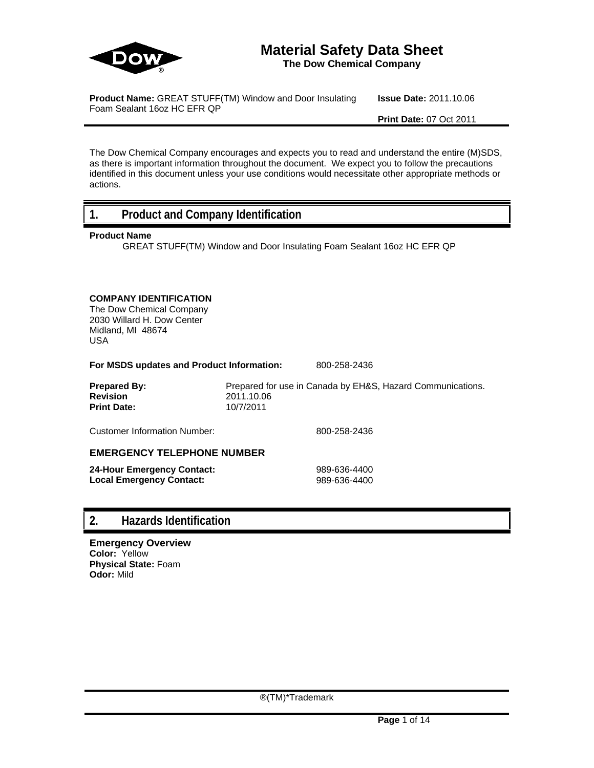# Material Safety Data Sheet

**The Dow Chemical Company**

**Product Name:** GREAT STUFF(TM) Window and Door Insulating Foam Sealant 16oz HC EFR QP

**Issue Date:** 2011.10.06

**Print Date:** 07 Oct 2011

The Dow Chemical Company encourages and expects you to read and understand the entire (M)SDS, as there is important information throughout the document. We expect you to follow the precautions identified in this document unless your use conditions would necessitate other appropriate methods or actions.

## 1. Product and Company Identification

**Product Name**

GREAT STUFF(TM) Window and Door Insulating Foam Sealant 16oz HC EFR QP

**COMPANY IDENTIFICATION**
The Dow Chemical Company
2030 Willard H. Dow Center
Midland, MI 48674
USA

**For MSDS updates and Product Information:** 800-258-2436

**Prepared By:** Prepared for use in Canada by EH&S, Hazard Communications.
**Revision** 2011.10.06
**Print Date:** 10/7/2011

Customer Information Number: 800-258-2436

### EMERGENCY TELEPHONE NUMBER

**24-Hour Emergency Contact:** 989-636-4400
**Local Emergency Contact:** 989-636-4400

## 2. Hazards Identification

**Emergency Overview**
**Color:** Yellow
**Physical State:** Foam
**Odor:** Mild

®(TM)*Trademark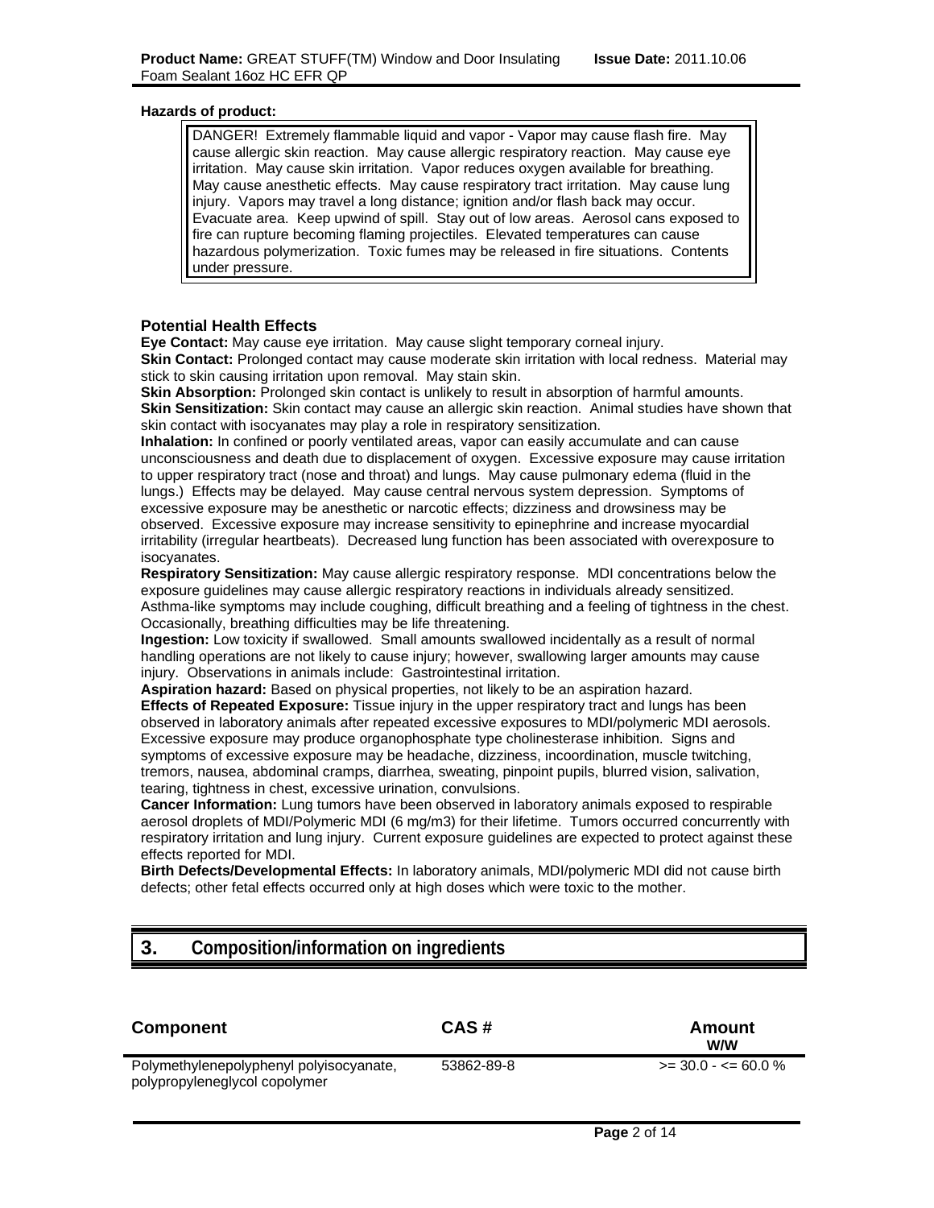**Hazards of product:**

DANGER! Extremely flammable liquid and vapor - Vapor may cause flash fire. May cause allergic skin reaction. May cause allergic respiratory reaction. May cause eye irritation. May cause skin irritation. Vapor reduces oxygen available for breathing. May cause anesthetic effects. May cause respiratory tract irritation. May cause lung injury. Vapors may travel a long distance; ignition and/or flash back may occur. Evacuate area. Keep upwind of spill. Stay out of low areas. Aerosol cans exposed to fire can rupture becoming flaming projectiles. Elevated temperatures can cause hazardous polymerization. Toxic fumes may be released in fire situations. Contents under pressure.

### Potential Health Effects

**Eye Contact:** May cause eye irritation. May cause slight temporary corneal injury.
**Skin Contact:** Prolonged contact may cause moderate skin irritation with local redness. Material may stick to skin causing irritation upon removal. May stain skin.
**Skin Absorption:** Prolonged skin contact is unlikely to result in absorption of harmful amounts.
**Skin Sensitization:** Skin contact may cause an allergic skin reaction. Animal studies have shown that skin contact with isocyanates may play a role in respiratory sensitization.
**Inhalation:** In confined or poorly ventilated areas, vapor can easily accumulate and can cause unconsciousness and death due to displacement of oxygen. Excessive exposure may cause irritation to upper respiratory tract (nose and throat) and lungs. May cause pulmonary edema (fluid in the lungs.) Effects may be delayed. May cause central nervous system depression. Symptoms of excessive exposure may be anesthetic or narcotic effects; dizziness and drowsiness may be observed. Excessive exposure may increase sensitivity to epinephrine and increase myocardial irritability (irregular heartbeats). Decreased lung function has been associated with overexposure to isocyanates.
**Respiratory Sensitization:** May cause allergic respiratory response. MDI concentrations below the exposure guidelines may cause allergic respiratory reactions in individuals already sensitized. Asthma-like symptoms may include coughing, difficult breathing and a feeling of tightness in the chest. Occasionally, breathing difficulties may be life threatening.
**Ingestion:** Low toxicity if swallowed. Small amounts swallowed incidentally as a result of normal handling operations are not likely to cause injury; however, swallowing larger amounts may cause injury. Observations in animals include: Gastrointestinal irritation.
**Aspiration hazard:** Based on physical properties, not likely to be an aspiration hazard.
**Effects of Repeated Exposure:** Tissue injury in the upper respiratory tract and lungs has been observed in laboratory animals after repeated excessive exposures to MDI/polymeric MDI aerosols. Excessive exposure may produce organophosphate type cholinesterase inhibition. Signs and symptoms of excessive exposure may be headache, dizziness, incoordination, muscle twitching, tremors, nausea, abdominal cramps, diarrhea, sweating, pinpoint pupils, blurred vision, salivation, tearing, tightness in chest, excessive urination, convulsions.
**Cancer Information:** Lung tumors have been observed in laboratory animals exposed to respirable aerosol droplets of MDI/Polymeric MDI (6 mg/m3) for their lifetime. Tumors occurred concurrently with respiratory irritation and lung injury. Current exposure guidelines are expected to protect against these effects reported for MDI.
**Birth Defects/Developmental Effects:** In laboratory animals, MDI/polymeric MDI did not cause birth defects; other fetal effects occurred only at high doses which were toxic to the mother.

## 3. Composition/information on ingredients

| Component | CAS # | Amount W/W |
|---|---|---|
| Polymethylenepolyphenyl polyisocyanate, polypropyleneglycol copolymer | 53862-89-8 | >= 30.0 - <= 60.0 % |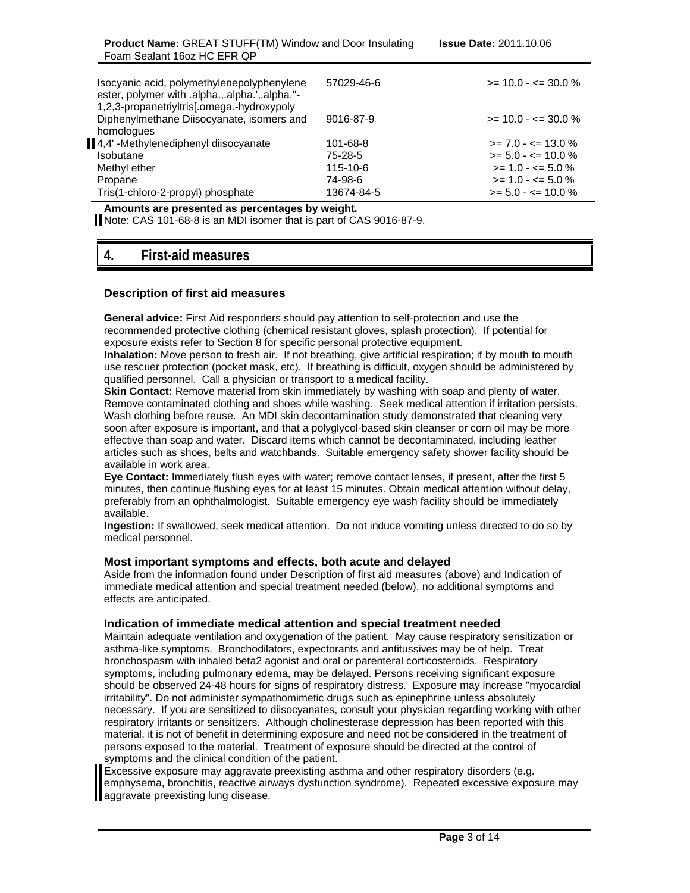| | | |
|---|---|---|
| Isocyanic acid, polymethylenepolyphenylene ester, polymer with .alpha.,.alpha.',.alpha.''-1,2,3-propanetriyltris[.omega.-hydroxypoly | 57029-46-6 | >= 10.0 - <= 30.0 % |
| Diphenylmethane Diisocyanate, isomers and homologues | 9016-87-9 | >= 10.0 - <= 30.0 % |
| 4,4' -Methylenediphenyl diisocyanate | 101-68-8 | >= 7.0 - <= 13.0 % |
| Isobutane | 75-28-5 | >= 5.0 - <= 10.0 % |
| Methyl ether | 115-10-6 | >= 1.0 - <= 5.0 % |
| Propane | 74-98-6 | >= 1.0 - <= 5.0 % |
| Tris(1-chloro-2-propyl) phosphate | 13674-84-5 | >= 5.0 - <= 10.0 % |

**Amounts are presented as percentages by weight.**

Note: CAS 101-68-8 is an MDI isomer that is part of CAS 9016-87-9.

## 4. First-aid measures

### Description of first aid measures

**General advice:** First Aid responders should pay attention to self-protection and use the recommended protective clothing (chemical resistant gloves, splash protection). If potential for exposure exists refer to Section 8 for specific personal protective equipment.

**Inhalation:** Move person to fresh air. If not breathing, give artificial respiration; if by mouth to mouth use rescuer protection (pocket mask, etc). If breathing is difficult, oxygen should be administered by qualified personnel. Call a physician or transport to a medical facility.

**Skin Contact:** Remove material from skin immediately by washing with soap and plenty of water. Remove contaminated clothing and shoes while washing. Seek medical attention if irritation persists. Wash clothing before reuse. An MDI skin decontamination study demonstrated that cleaning very soon after exposure is important, and that a polyglycol-based skin cleanser or corn oil may be more effective than soap and water. Discard items which cannot be decontaminated, including leather articles such as shoes, belts and watchbands. Suitable emergency safety shower facility should be available in work area.

**Eye Contact:** Immediately flush eyes with water; remove contact lenses, if present, after the first 5 minutes, then continue flushing eyes for at least 15 minutes. Obtain medical attention without delay, preferably from an ophthalmologist. Suitable emergency eye wash facility should be immediately available.

**Ingestion:** If swallowed, seek medical attention. Do not induce vomiting unless directed to do so by medical personnel.

### Most important symptoms and effects, both acute and delayed

Aside from the information found under Description of first aid measures (above) and Indication of immediate medical attention and special treatment needed (below), no additional symptoms and effects are anticipated.

### Indication of immediate medical attention and special treatment needed

Maintain adequate ventilation and oxygenation of the patient. May cause respiratory sensitization or asthma-like symptoms. Bronchodilators, expectorants and antitussives may be of help. Treat bronchospasm with inhaled beta2 agonist and oral or parenteral corticosteroids. Respiratory symptoms, including pulmonary edema, may be delayed. Persons receiving significant exposure should be observed 24-48 hours for signs of respiratory distress. Exposure may increase "myocardial irritability". Do not administer sympathomimetic drugs such as epinephrine unless absolutely necessary. If you are sensitized to diisocyanates, consult your physician regarding working with other respiratory irritants or sensitizers. Although cholinesterase depression has been reported with this material, it is not of benefit in determining exposure and need not be considered in the treatment of persons exposed to the material. Treatment of exposure should be directed at the control of symptoms and the clinical condition of the patient.

Excessive exposure may aggravate preexisting asthma and other respiratory disorders (e.g. emphysema, bronchitis, reactive airways dysfunction syndrome). Repeated excessive exposure may aggravate preexisting lung disease.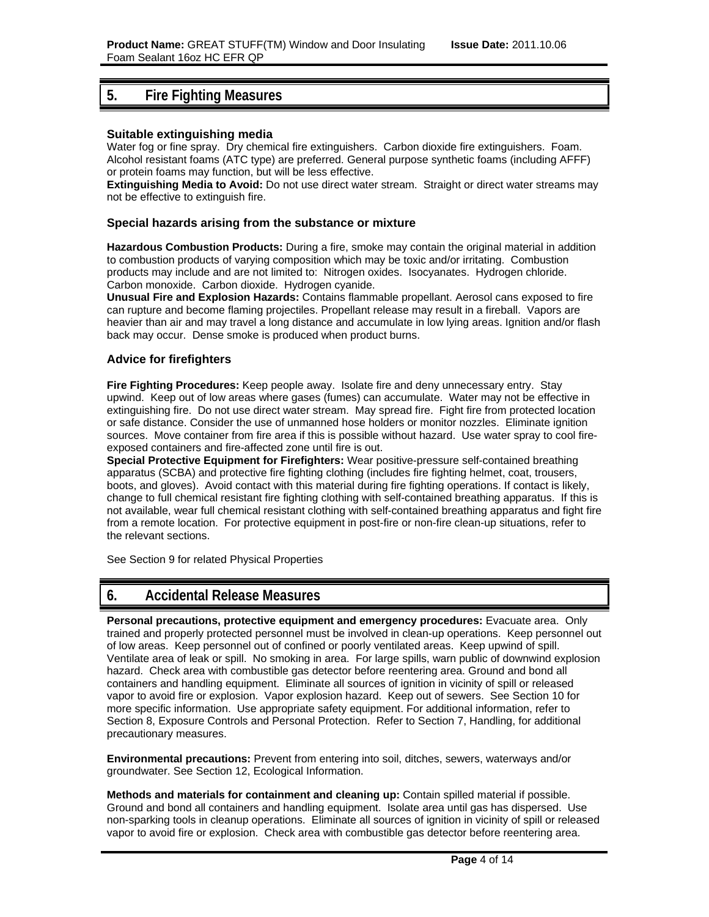## 5. Fire Fighting Measures

### Suitable extinguishing media

Water fog or fine spray. Dry chemical fire extinguishers. Carbon dioxide fire extinguishers. Foam. Alcohol resistant foams (ATC type) are preferred. General purpose synthetic foams (including AFFF) or protein foams may function, but will be less effective.

**Extinguishing Media to Avoid:** Do not use direct water stream. Straight or direct water streams may not be effective to extinguish fire.

### Special hazards arising from the substance or mixture

**Hazardous Combustion Products:** During a fire, smoke may contain the original material in addition to combustion products of varying composition which may be toxic and/or irritating. Combustion products may include and are not limited to: Nitrogen oxides. Isocyanates. Hydrogen chloride. Carbon monoxide. Carbon dioxide. Hydrogen cyanide.

**Unusual Fire and Explosion Hazards:** Contains flammable propellant. Aerosol cans exposed to fire can rupture and become flaming projectiles. Propellant release may result in a fireball. Vapors are heavier than air and may travel a long distance and accumulate in low lying areas. Ignition and/or flash back may occur. Dense smoke is produced when product burns.

### Advice for firefighters

**Fire Fighting Procedures:** Keep people away. Isolate fire and deny unnecessary entry. Stay upwind. Keep out of low areas where gases (fumes) can accumulate. Water may not be effective in extinguishing fire. Do not use direct water stream. May spread fire. Fight fire from protected location or safe distance. Consider the use of unmanned hose holders or monitor nozzles. Eliminate ignition sources. Move container from fire area if this is possible without hazard. Use water spray to cool fire-exposed containers and fire-affected zone until fire is out.

**Special Protective Equipment for Firefighters:** Wear positive-pressure self-contained breathing apparatus (SCBA) and protective fire fighting clothing (includes fire fighting helmet, coat, trousers, boots, and gloves). Avoid contact with this material during fire fighting operations. If contact is likely, change to full chemical resistant fire fighting clothing with self-contained breathing apparatus. If this is not available, wear full chemical resistant clothing with self-contained breathing apparatus and fight fire from a remote location. For protective equipment in post-fire or non-fire clean-up situations, refer to the relevant sections.

See Section 9 for related Physical Properties

## 6. Accidental Release Measures

**Personal precautions, protective equipment and emergency procedures:** Evacuate area. Only trained and properly protected personnel must be involved in clean-up operations. Keep personnel out of low areas. Keep personnel out of confined or poorly ventilated areas. Keep upwind of spill. Ventilate area of leak or spill. No smoking in area. For large spills, warn public of downwind explosion hazard. Check area with combustible gas detector before reentering area. Ground and bond all containers and handling equipment. Eliminate all sources of ignition in vicinity of spill or released vapor to avoid fire or explosion. Vapor explosion hazard. Keep out of sewers. See Section 10 for more specific information. Use appropriate safety equipment. For additional information, refer to Section 8, Exposure Controls and Personal Protection. Refer to Section 7, Handling, for additional precautionary measures.

**Environmental precautions:** Prevent from entering into soil, ditches, sewers, waterways and/or groundwater. See Section 12, Ecological Information.

**Methods and materials for containment and cleaning up:** Contain spilled material if possible. Ground and bond all containers and handling equipment. Isolate area until gas has dispersed. Use non-sparking tools in cleanup operations. Eliminate all sources of ignition in vicinity of spill or released vapor to avoid fire or explosion. Check area with combustible gas detector before reentering area.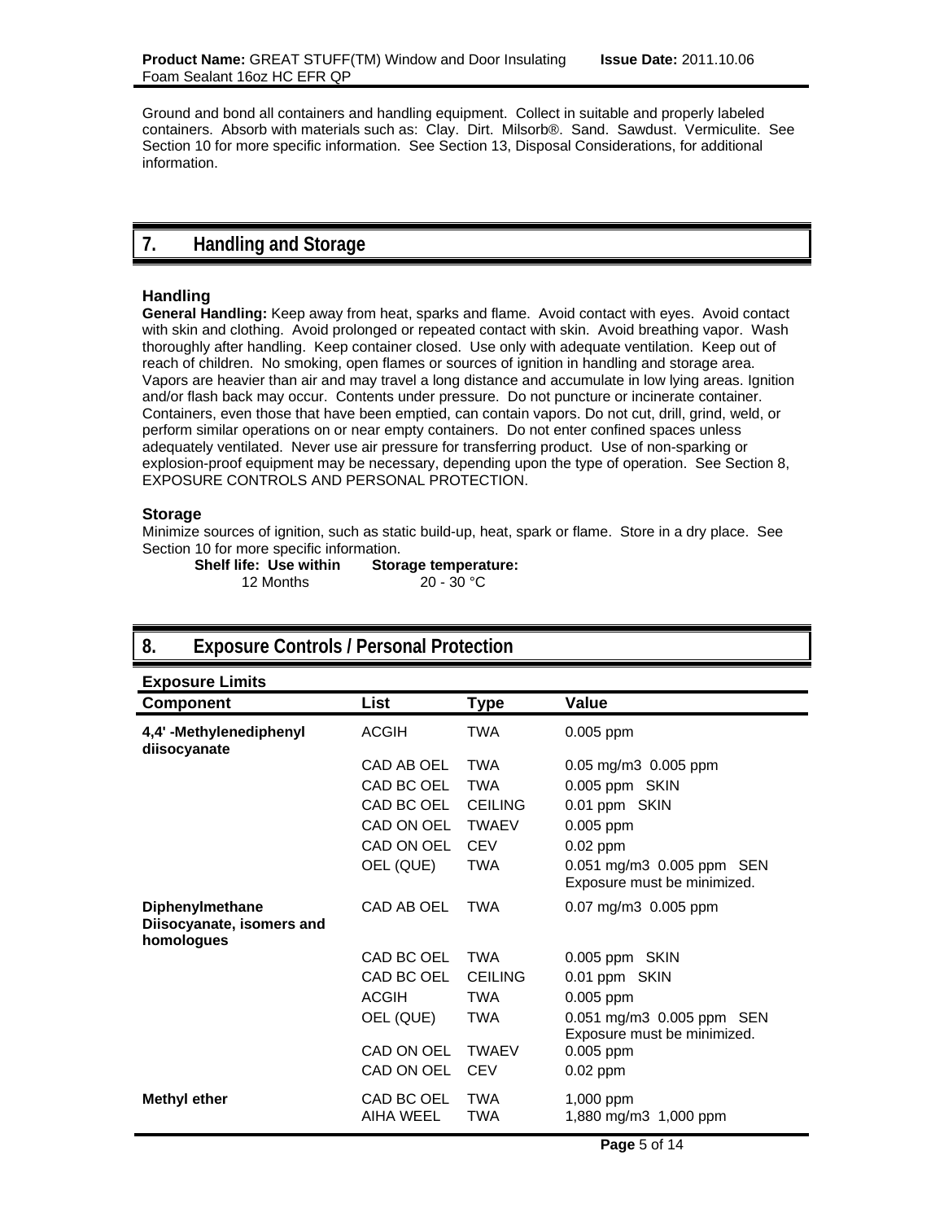Ground and bond all containers and handling equipment. Collect in suitable and properly labeled containers. Absorb with materials such as: Clay. Dirt. Milsorb®. Sand. Sawdust. Vermiculite. See Section 10 for more specific information. See Section 13, Disposal Considerations, for additional information.

## 7. Handling and Storage

### Handling

**General Handling:** Keep away from heat, sparks and flame. Avoid contact with eyes. Avoid contact with skin and clothing. Avoid prolonged or repeated contact with skin. Avoid breathing vapor. Wash thoroughly after handling. Keep container closed. Use only with adequate ventilation. Keep out of reach of children. No smoking, open flames or sources of ignition in handling and storage area. Vapors are heavier than air and may travel a long distance and accumulate in low lying areas. Ignition and/or flash back may occur. Contents under pressure. Do not puncture or incinerate container. Containers, even those that have been emptied, can contain vapors. Do not cut, drill, grind, weld, or perform similar operations on or near empty containers. Do not enter confined spaces unless adequately ventilated. Never use air pressure for transferring product. Use of non-sparking or explosion-proof equipment may be necessary, depending upon the type of operation. See Section 8, EXPOSURE CONTROLS AND PERSONAL PROTECTION.

### Storage

Minimize sources of ignition, such as static build-up, heat, spark or flame. Store in a dry place. See Section 10 for more specific information.

| **Shelf life: Use within** | **Storage temperature:** |
|---|---|
| 12 Months | 20 - 30 °C |

## 8. Exposure Controls / Personal Protection

### Exposure Limits

| Component | List | Type | Value |
|---|---|---|---|
| **4,4' -Methylenediphenyl diisocyanate** | ACGIH | TWA | 0.005 ppm |
| | CAD AB OEL | TWA | 0.05 mg/m3 0.005 ppm |
| | CAD BC OEL | TWA | 0.005 ppm SKIN |
| | CAD BC OEL | CEILING | 0.01 ppm SKIN |
| | CAD ON OEL | TWAEV | 0.005 ppm |
| | CAD ON OEL | CEV | 0.02 ppm |
| | OEL (QUE) | TWA | 0.051 mg/m3 0.005 ppm SEN Exposure must be minimized. |
| **Diphenylmethane Diisocyanate, isomers and homologues** | CAD AB OEL | TWA | 0.07 mg/m3 0.005 ppm |
| | CAD BC OEL | TWA | 0.005 ppm SKIN |
| | CAD BC OEL | CEILING | 0.01 ppm SKIN |
| | ACGIH | TWA | 0.005 ppm |
| | OEL (QUE) | TWA | 0.051 mg/m3 0.005 ppm SEN Exposure must be minimized. |
| | CAD ON OEL | TWAEV | 0.005 ppm |
| | CAD ON OEL | CEV | 0.02 ppm |
| **Methyl ether** | CAD BC OEL | TWA | 1,000 ppm |
| | AIHA WEEL | TWA | 1,880 mg/m3 1,000 ppm |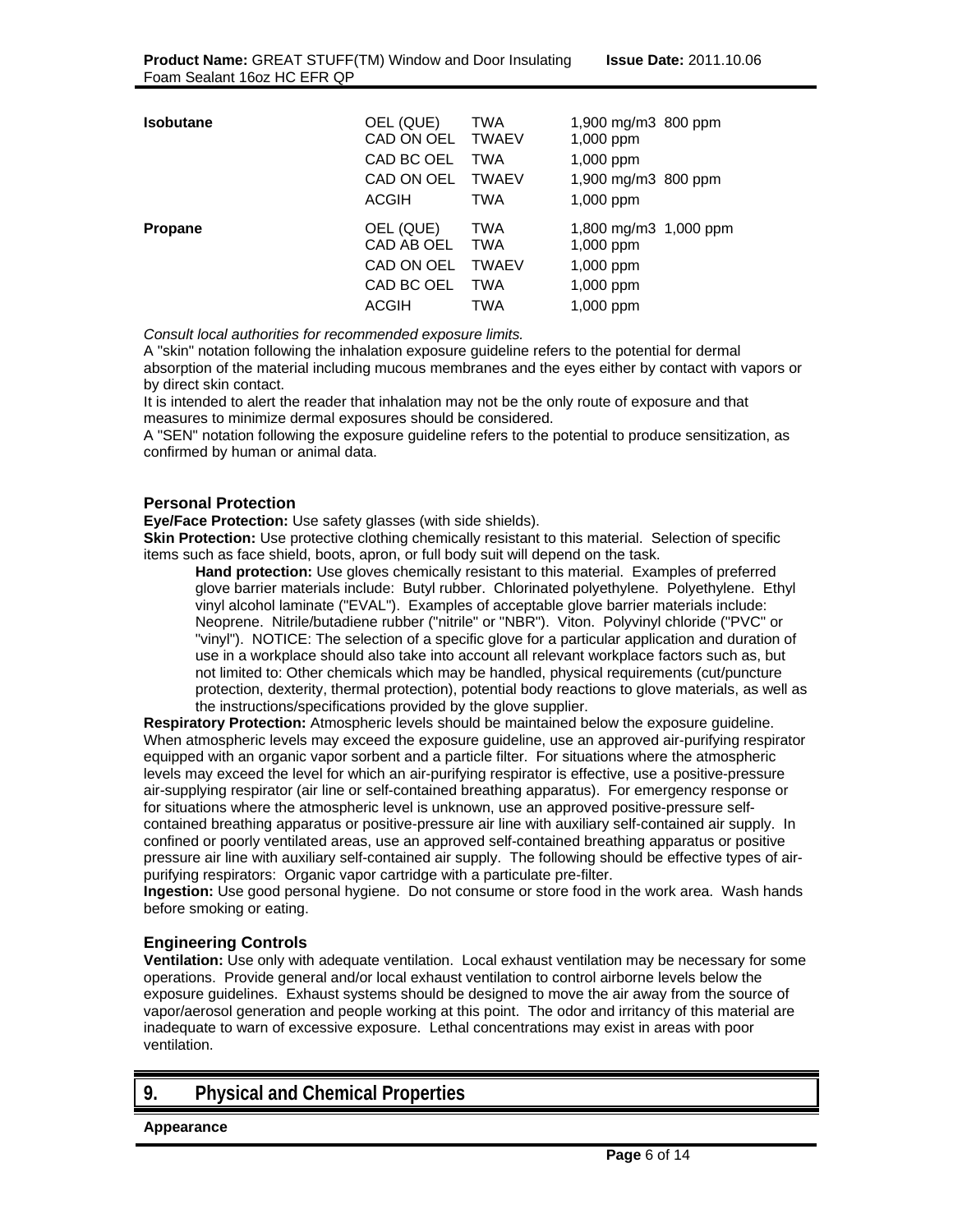| Component | List | Type | Value |
| --- | --- | --- | --- |
| **Isobutane** | OEL (QUE) | TWA | 1,900 mg/m3 800 ppm |
| | CAD ON OEL | TWAEV | 1,000 ppm |
| | CAD BC OEL | TWA | 1,000 ppm |
| | CAD ON OEL | TWAEV | 1,900 mg/m3 800 ppm |
| | ACGIH | TWA | 1,000 ppm |
| **Propane** | OEL (QUE) | TWA | 1,800 mg/m3 1,000 ppm |
| | CAD AB OEL | TWA | 1,000 ppm |
| | CAD ON OEL | TWAEV | 1,000 ppm |
| | CAD BC OEL | TWA | 1,000 ppm |
| | ACGIH | TWA | 1,000 ppm |

*Consult local authorities for recommended exposure limits.*

A "skin" notation following the inhalation exposure guideline refers to the potential for dermal absorption of the material including mucous membranes and the eyes either by contact with vapors or by direct skin contact.

It is intended to alert the reader that inhalation may not be the only route of exposure and that measures to minimize dermal exposures should be considered.

A "SEN" notation following the exposure guideline refers to the potential to produce sensitization, as confirmed by human or animal data.

### Personal Protection

**Eye/Face Protection:** Use safety glasses (with side shields).

**Skin Protection:** Use protective clothing chemically resistant to this material. Selection of specific items such as face shield, boots, apron, or full body suit will depend on the task.

> **Hand protection:** Use gloves chemically resistant to this material. Examples of preferred glove barrier materials include: Butyl rubber. Chlorinated polyethylene. Polyethylene. Ethyl vinyl alcohol laminate ("EVAL"). Examples of acceptable glove barrier materials include: Neoprene. Nitrile/butadiene rubber ("nitrile" or "NBR"). Viton. Polyvinyl chloride ("PVC" or "vinyl"). NOTICE: The selection of a specific glove for a particular application and duration of use in a workplace should also take into account all relevant workplace factors such as, but not limited to: Other chemicals which may be handled, physical requirements (cut/puncture protection, dexterity, thermal protection), potential body reactions to glove materials, as well as the instructions/specifications provided by the glove supplier.

**Respiratory Protection:** Atmospheric levels should be maintained below the exposure guideline. When atmospheric levels may exceed the exposure guideline, use an approved air-purifying respirator equipped with an organic vapor sorbent and a particle filter. For situations where the atmospheric levels may exceed the level for which an air-purifying respirator is effective, use a positive-pressure air-supplying respirator (air line or self-contained breathing apparatus). For emergency response or for situations where the atmospheric level is unknown, use an approved positive-pressure self-contained breathing apparatus or positive-pressure air line with auxiliary self-contained air supply. In confined or poorly ventilated areas, use an approved self-contained breathing apparatus or positive pressure air line with auxiliary self-contained air supply. The following should be effective types of air-purifying respirators: Organic vapor cartridge with a particulate pre-filter.

**Ingestion:** Use good personal hygiene. Do not consume or store food in the work area. Wash hands before smoking or eating.

### Engineering Controls

**Ventilation:** Use only with adequate ventilation. Local exhaust ventilation may be necessary for some operations. Provide general and/or local exhaust ventilation to control airborne levels below the exposure guidelines. Exhaust systems should be designed to move the air away from the source of vapor/aerosol generation and people working at this point. The odor and irritancy of this material are inadequate to warn of excessive exposure. Lethal concentrations may exist in areas with poor ventilation.

## 9. Physical and Chemical Properties

**Appearance**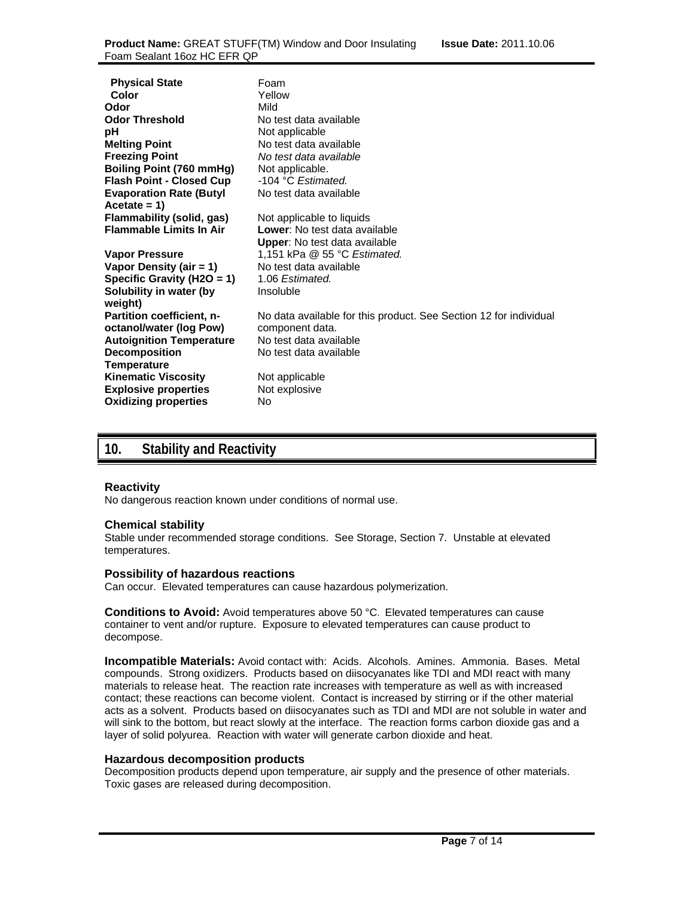| | |
|---|---|
| **Physical State** | Foam |
| **Color** | Yellow |
| **Odor** | Mild |
| **Odor Threshold** | No test data available |
| **pH** | Not applicable |
| **Melting Point** | No test data available |
| **Freezing Point** | *No test data available* |
| **Boiling Point (760 mmHg)** | Not applicable. |
| **Flash Point - Closed Cup** | -104 °C *Estimated.* |
| **Evaporation Rate (Butyl Acetate = 1)** | No test data available |
| **Flammability (solid, gas)** | Not applicable to liquids |
| **Flammable Limits In Air** | **Lower**: No test data available<br>**Upper**: No test data available |
| **Vapor Pressure** | 1,151 kPa @ 55 °C *Estimated.* |
| **Vapor Density (air = 1)** | No test data available |
| **Specific Gravity (H2O = 1)** | 1.06 *Estimated.* |
| **Solubility in water (by weight)** | Insoluble |
| **Partition coefficient, n-octanol/water (log Pow)** | No data available for this product. See Section 12 for individual component data. |
| **Autoignition Temperature** | No test data available |
| **Decomposition Temperature** | No test data available |
| **Kinematic Viscosity** | Not applicable |
| **Explosive properties** | Not explosive |
| **Oxidizing properties** | No |

## 10. Stability and Reactivity

### Reactivity

No dangerous reaction known under conditions of normal use.

### Chemical stability

Stable under recommended storage conditions. See Storage, Section 7. Unstable at elevated temperatures.

### Possibility of hazardous reactions

Can occur. Elevated temperatures can cause hazardous polymerization.

**Conditions to Avoid:** Avoid temperatures above 50 °C. Elevated temperatures can cause container to vent and/or rupture. Exposure to elevated temperatures can cause product to decompose.

**Incompatible Materials:** Avoid contact with: Acids. Alcohols. Amines. Ammonia. Bases. Metal compounds. Strong oxidizers. Products based on diisocyanates like TDI and MDI react with many materials to release heat. The reaction rate increases with temperature as well as with increased contact; these reactions can become violent. Contact is increased by stirring or if the other material acts as a solvent. Products based on diisocyanates such as TDI and MDI are not soluble in water and will sink to the bottom, but react slowly at the interface. The reaction forms carbon dioxide gas and a layer of solid polyurea. Reaction with water will generate carbon dioxide and heat.

### Hazardous decomposition products

Decomposition products depend upon temperature, air supply and the presence of other materials. Toxic gases are released during decomposition.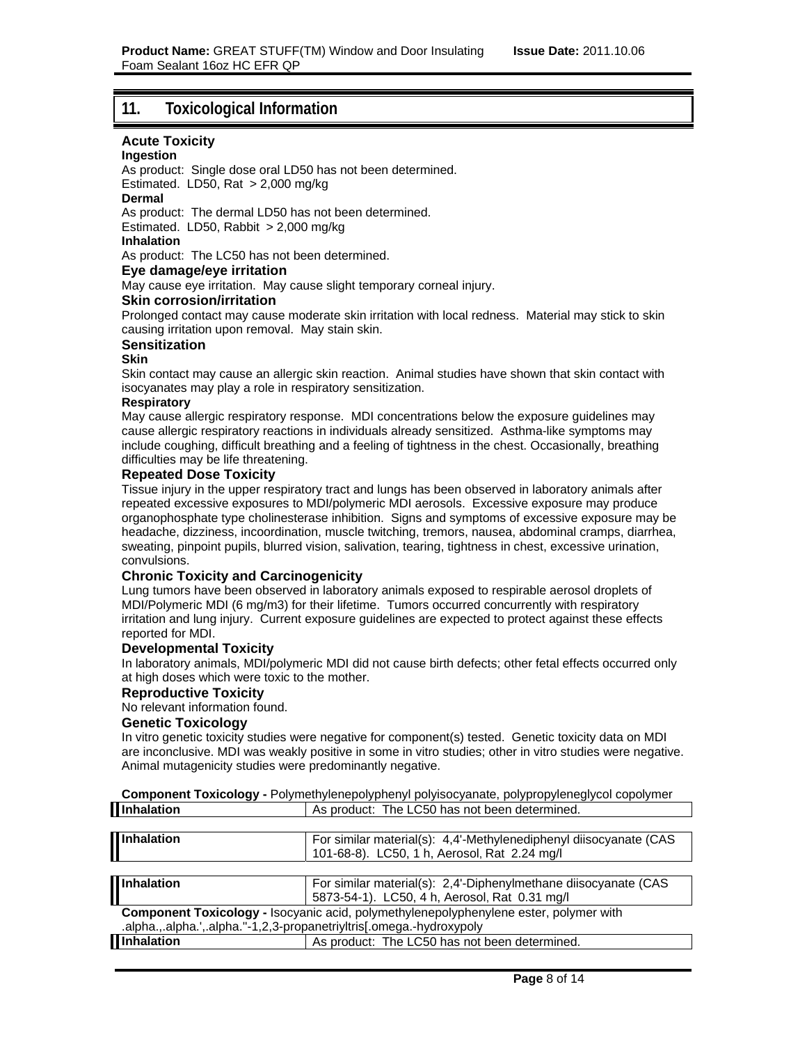## 11. Toxicological Information

### Acute Toxicity

**Ingestion**

As product: Single dose oral LD50 has not been determined.
Estimated. LD50, Rat > 2,000 mg/kg

**Dermal**

As product: The dermal LD50 has not been determined.
Estimated. LD50, Rabbit > 2,000 mg/kg

**Inhalation**

As product: The LC50 has not been determined.

### Eye damage/eye irritation

May cause eye irritation. May cause slight temporary corneal injury.

### Skin corrosion/irritation

Prolonged contact may cause moderate skin irritation with local redness. Material may stick to skin causing irritation upon removal. May stain skin.

### Sensitization

**Skin**

Skin contact may cause an allergic skin reaction. Animal studies have shown that skin contact with isocyanates may play a role in respiratory sensitization.

**Respiratory**

May cause allergic respiratory response. MDI concentrations below the exposure guidelines may cause allergic respiratory reactions in individuals already sensitized. Asthma-like symptoms may include coughing, difficult breathing and a feeling of tightness in the chest. Occasionally, breathing difficulties may be life threatening.

### Repeated Dose Toxicity

Tissue injury in the upper respiratory tract and lungs has been observed in laboratory animals after repeated excessive exposures to MDI/polymeric MDI aerosols. Excessive exposure may produce organophosphate type cholinesterase inhibition. Signs and symptoms of excessive exposure may be headache, dizziness, incoordination, muscle twitching, tremors, nausea, abdominal cramps, diarrhea, sweating, pinpoint pupils, blurred vision, salivation, tearing, tightness in chest, excessive urination, convulsions.

### Chronic Toxicity and Carcinogenicity

Lung tumors have been observed in laboratory animals exposed to respirable aerosol droplets of MDI/Polymeric MDI (6 mg/m3) for their lifetime. Tumors occurred concurrently with respiratory irritation and lung injury. Current exposure guidelines are expected to protect against these effects reported for MDI.

### Developmental Toxicity

In laboratory animals, MDI/polymeric MDI did not cause birth defects; other fetal effects occurred only at high doses which were toxic to the mother.

### Reproductive Toxicity

No relevant information found.

### Genetic Toxicology

In vitro genetic toxicity studies were negative for component(s) tested. Genetic toxicity data on MDI are inconclusive. MDI was weakly positive in some in vitro studies; other in vitro studies were negative. Animal mutagenicity studies were predominantly negative.

**Component Toxicology -** Polymethylenepolyphenyl polyisocyanate, polypropyleneglycol copolymer

| | |
|---|---|
| **Inhalation** | As product: The LC50 has not been determined. |
| **Inhalation** | For similar material(s): 4,4'-Methylenediphenyl diisocyanate (CAS 101-68-8). LC50, 1 h, Aerosol, Rat 2.24 mg/l |
| **Inhalation** | For similar material(s): 2,4'-Diphenylmethane diisocyanate (CAS 5873-54-1). LC50, 4 h, Aerosol, Rat 0.31 mg/l |

**Component Toxicology -** Isocyanic acid, polymethylenepolyphenylene ester, polymer with .alpha.,.alpha.',.alpha.''-1,2,3-propanetriyltris[.omega.-hydroxypoly

| | |
|---|---|
| **Inhalation** | As product: The LC50 has not been determined. |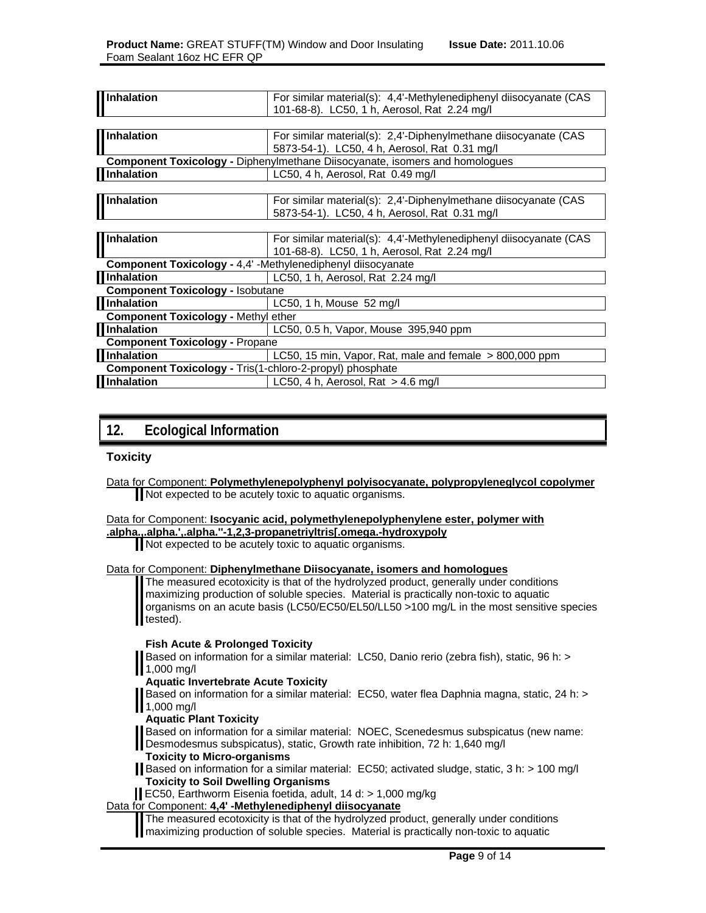| | |
|---|---|
| **Inhalation** | For similar material(s): 4,4'-Methylenediphenyl diisocyanate (CAS 101-68-8). LC50, 1 h, Aerosol, Rat 2.24 mg/l |

| | |
|---|---|
| **Inhalation** | For similar material(s): 2,4'-Diphenylmethane diisocyanate (CAS 5873-54-1). LC50, 4 h, Aerosol, Rat 0.31 mg/l |

**Component Toxicology -** Diphenylmethane Diisocyanate, isomers and homologues

| | |
|---|---|
| **Inhalation** | LC50, 4 h, Aerosol, Rat 0.49 mg/l |

| | |
|---|---|
| **Inhalation** | For similar material(s): 2,4'-Diphenylmethane diisocyanate (CAS 5873-54-1). LC50, 4 h, Aerosol, Rat 0.31 mg/l |

| | |
|---|---|
| **Inhalation** | For similar material(s): 4,4'-Methylenediphenyl diisocyanate (CAS 101-68-8). LC50, 1 h, Aerosol, Rat 2.24 mg/l |

**Component Toxicology -** 4,4' -Methylenediphenyl diisocyanate

| | |
|---|---|
| **Inhalation** | LC50, 1 h, Aerosol, Rat 2.24 mg/l |

**Component Toxicology -** Isobutane

| | |
|---|---|
| **Inhalation** | LC50, 1 h, Mouse 52 mg/l |

**Component Toxicology -** Methyl ether

| | |
|---|---|
| **Inhalation** | LC50, 0.5 h, Vapor, Mouse 395,940 ppm |

**Component Toxicology -** Propane

| | |
|---|---|
| **Inhalation** | LC50, 15 min, Vapor, Rat, male and female > 800,000 ppm |

**Component Toxicology -** Tris(1-chloro-2-propyl) phosphate

| | |
|---|---|
| **Inhalation** | LC50, 4 h, Aerosol, Rat > 4.6 mg/l |

## 12. Ecological Information

### Toxicity

Data for Component: **Polymethylenepolyphenyl polyisocyanate, polypropyleneglycol copolymer**

Not expected to be acutely toxic to aquatic organisms.

Data for Component: **Isocyanic acid, polymethylenepolyphenylene ester, polymer with .alpha.,.alpha.',.alpha.''-1,2,3-propanetriyltris[.omega.-hydroxypoly**

Not expected to be acutely toxic to aquatic organisms.

Data for Component: **Diphenylmethane Diisocyanate, isomers and homologues**

The measured ecotoxicity is that of the hydrolyzed product, generally under conditions maximizing production of soluble species. Material is practically non-toxic to aquatic organisms on an acute basis (LC50/EC50/EL50/LL50 >100 mg/L in the most sensitive species tested).

**Fish Acute & Prolonged Toxicity**

Based on information for a similar material: LC50, Danio rerio (zebra fish), static, 96 h: > 1,000 mg/l

**Aquatic Invertebrate Acute Toxicity**

Based on information for a similar material: EC50, water flea Daphnia magna, static, 24 h: > 1,000 mg/l

**Aquatic Plant Toxicity**

Based on information for a similar material: NOEC, Scenedesmus subspicatus (new name: Desmodesmus subspicatus), static, Growth rate inhibition, 72 h: 1,640 mg/l

**Toxicity to Micro-organisms**

Based on information for a similar material: EC50; activated sludge, static, 3 h: > 100 mg/l

**Toxicity to Soil Dwelling Organisms**

EC50, Earthworm Eisenia foetida, adult, 14 d: > 1,000 mg/kg

Data for Component: **4,4' -Methylenediphenyl diisocyanate**

The measured ecotoxicity is that of the hydrolyzed product, generally under conditions maximizing production of soluble species. Material is practically non-toxic to aquatic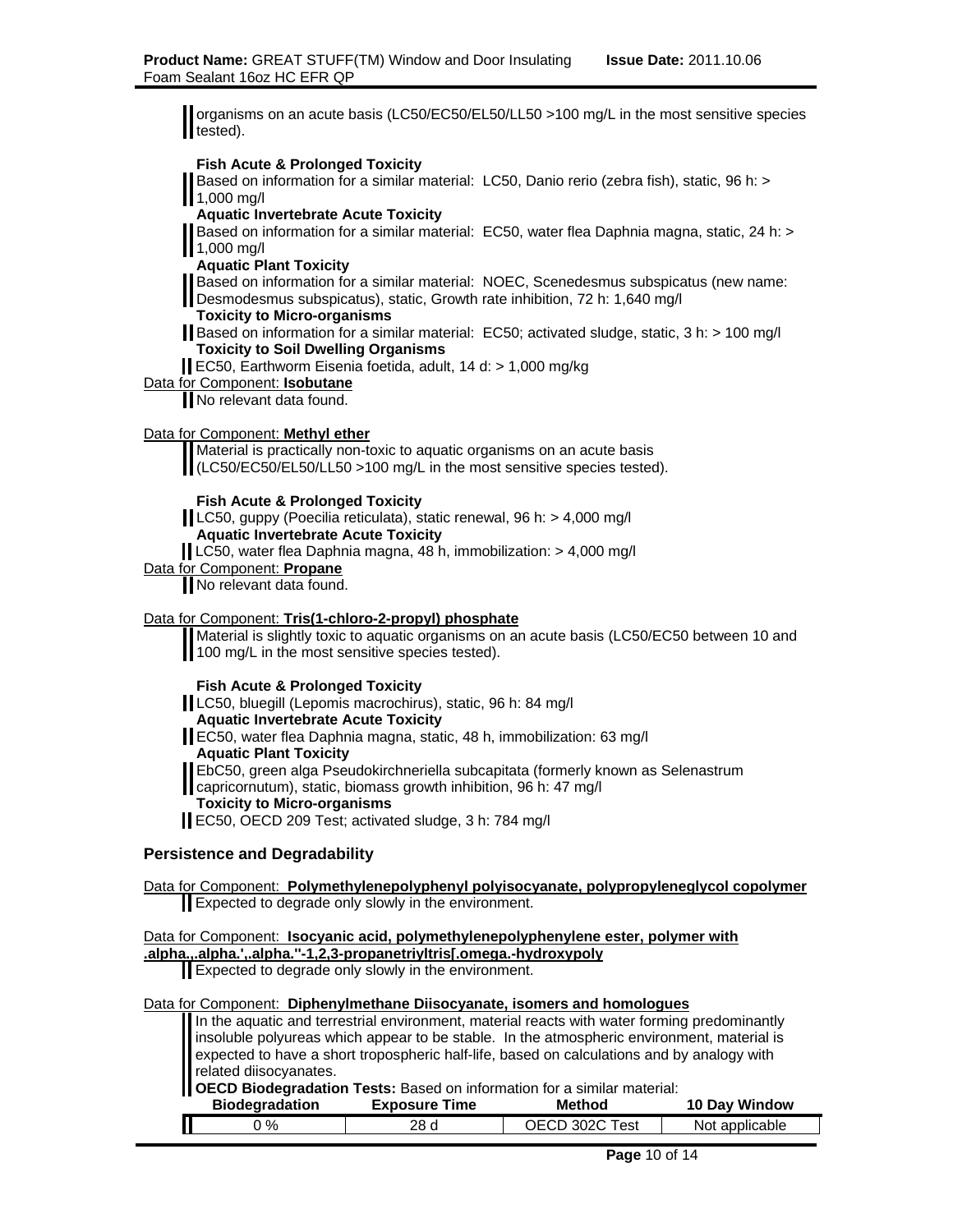organisms on an acute basis (LC50/EC50/EL50/LL50 >100 mg/L in the most sensitive species tested).

**Fish Acute & Prolonged Toxicity**

Based on information for a similar material: LC50, Danio rerio (zebra fish), static, 96 h: > 1,000 mg/l

**Aquatic Invertebrate Acute Toxicity**

Based on information for a similar material: EC50, water flea Daphnia magna, static, 24 h: > 1,000 mg/l

**Aquatic Plant Toxicity**

Based on information for a similar material: NOEC, Scenedesmus subspicatus (new name: Desmodesmus subspicatus), static, Growth rate inhibition, 72 h: 1,640 mg/l

**Toxicity to Micro-organisms**

Based on information for a similar material: EC50; activated sludge, static, 3 h: > 100 mg/l

**Toxicity to Soil Dwelling Organisms**

EC50, Earthworm Eisenia foetida, adult, 14 d: > 1,000 mg/kg

Data for Component: **Isobutane**

No relevant data found.

Data for Component: **Methyl ether**

Material is practically non-toxic to aquatic organisms on an acute basis (LC50/EC50/EL50/LL50 >100 mg/L in the most sensitive species tested).

**Fish Acute & Prolonged Toxicity**

LC50, guppy (Poecilia reticulata), static renewal, 96 h: > 4,000 mg/l

**Aquatic Invertebrate Acute Toxicity**

LC50, water flea Daphnia magna, 48 h, immobilization: > 4,000 mg/l

Data for Component: **Propane**

No relevant data found.

Data for Component: **Tris(1-chloro-2-propyl) phosphate**

Material is slightly toxic to aquatic organisms on an acute basis (LC50/EC50 between 10 and 100 mg/L in the most sensitive species tested).

**Fish Acute & Prolonged Toxicity**

LC50, bluegill (Lepomis macrochirus), static, 96 h: 84 mg/l

**Aquatic Invertebrate Acute Toxicity**

EC50, water flea Daphnia magna, static, 48 h, immobilization: 63 mg/l

**Aquatic Plant Toxicity**

EbC50, green alga Pseudokirchneriella subcapitata (formerly known as Selenastrum capricornutum), static, biomass growth inhibition, 96 h: 47 mg/l

**Toxicity to Micro-organisms**

EC50, OECD 209 Test; activated sludge, 3 h: 784 mg/l

## Persistence and Degradability

Data for Component: **Polymethylenepolyphenyl polyisocyanate, polypropyleneglycol copolymer**

Expected to degrade only slowly in the environment.

Data for Component: **Isocyanic acid, polymethylenepolyphenylene ester, polymer with .alpha.,.alpha.',.alpha.''-1,2,3-propanetriyltris[.omega.-hydroxypoly**

Expected to degrade only slowly in the environment.

Data for Component: **Diphenylmethane Diisocyanate, isomers and homologues**

In the aquatic and terrestrial environment, material reacts with water forming predominantly insoluble polyureas which appear to be stable. In the atmospheric environment, material is expected to have a short tropospheric half-life, based on calculations and by analogy with related diisocyanates.

**OECD Biodegradation Tests:** Based on information for a similar material:

| Biodegradation | Exposure Time | Method | 10 Day Window |
|---|---|---|---|
| 0 % | 28 d | OECD 302C Test | Not applicable |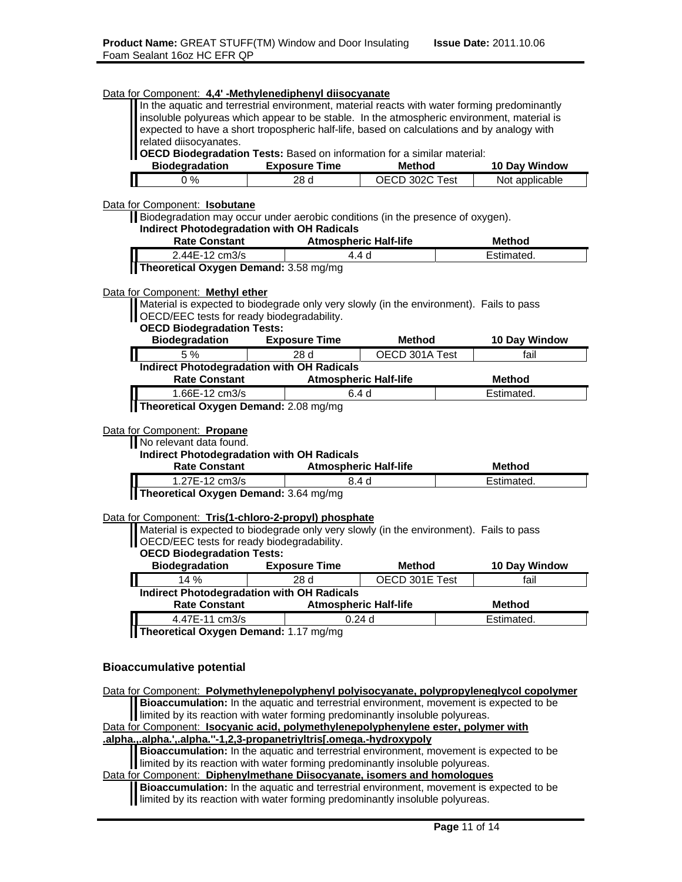Data for Component: **4,4' -Methylenediphenyl diisocyanate**

In the aquatic and terrestrial environment, material reacts with water forming predominantly insoluble polyureas which appear to be stable. In the atmospheric environment, material is expected to have a short tropospheric half-life, based on calculations and by analogy with related diisocyanates.

**OECD Biodegradation Tests:** Based on information for a similar material:

| Biodegradation | Exposure Time | Method | 10 Day Window |
|---|---|---|---|
| 0 % | 28 d | OECD 302C Test | Not applicable |

Data for Component: **Isobutane**

Biodegradation may occur under aerobic conditions (in the presence of oxygen).

**Indirect Photodegradation with OH Radicals**

| Rate Constant | Atmospheric Half-life | Method |
|---|---|---|
| 2.44E-12 cm3/s | 4.4 d | Estimated. |

**Theoretical Oxygen Demand:** 3.58 mg/mg

Data for Component: **Methyl ether**

Material is expected to biodegrade only very slowly (in the environment). Fails to pass OECD/EEC tests for ready biodegradability.

**OECD Biodegradation Tests:**

| Biodegradation | Exposure Time | Method | 10 Day Window |
|---|---|---|---|
| 5 % | 28 d | OECD 301A Test | fail |

**Indirect Photodegradation with OH Radicals**

| Rate Constant | Atmospheric Half-life | Method |
|---|---|---|
| 1.66E-12 cm3/s | 6.4 d | Estimated. |

**Theoretical Oxygen Demand:** 2.08 mg/mg

Data for Component: **Propane**

No relevant data found.

**Indirect Photodegradation with OH Radicals**

| Rate Constant | Atmospheric Half-life | Method |
|---|---|---|
| 1.27E-12 cm3/s | 8.4 d | Estimated. |

**Theoretical Oxygen Demand:** 3.64 mg/mg

Data for Component: **Tris(1-chloro-2-propyl) phosphate**

Material is expected to biodegrade only very slowly (in the environment). Fails to pass OECD/EEC tests for ready biodegradability.

**OECD Biodegradation Tests:**

| Biodegradation | Exposure Time | Method | 10 Day Window |
|---|---|---|---|
| 14 % | 28 d | OECD 301E Test | fail |

**Indirect Photodegradation with OH Radicals**

| Rate Constant | Atmospheric Half-life | Method |
|---|---|---|
| 4.47E-11 cm3/s | 0.24 d | Estimated. |

**Theoretical Oxygen Demand:** 1.17 mg/mg

## Bioaccumulative potential

Data for Component: **Polymethylenepolyphenyl polyisocyanate, polypropyleneglycol copolymer**

**Bioaccumulation:** In the aquatic and terrestrial environment, movement is expected to be limited by its reaction with water forming predominantly insoluble polyureas.

Data for Component: **Isocyanic acid, polymethylenepolyphenylene ester, polymer with .alpha.,.alpha.',.alpha.''-1,2,3-propanetriyltris[.omega.-hydroxypoly**

**Bioaccumulation:** In the aquatic and terrestrial environment, movement is expected to be limited by its reaction with water forming predominantly insoluble polyureas.

Data for Component: **Diphenylmethane Diisocyanate, isomers and homologues**

**Bioaccumulation:** In the aquatic and terrestrial environment, movement is expected to be limited by its reaction with water forming predominantly insoluble polyureas.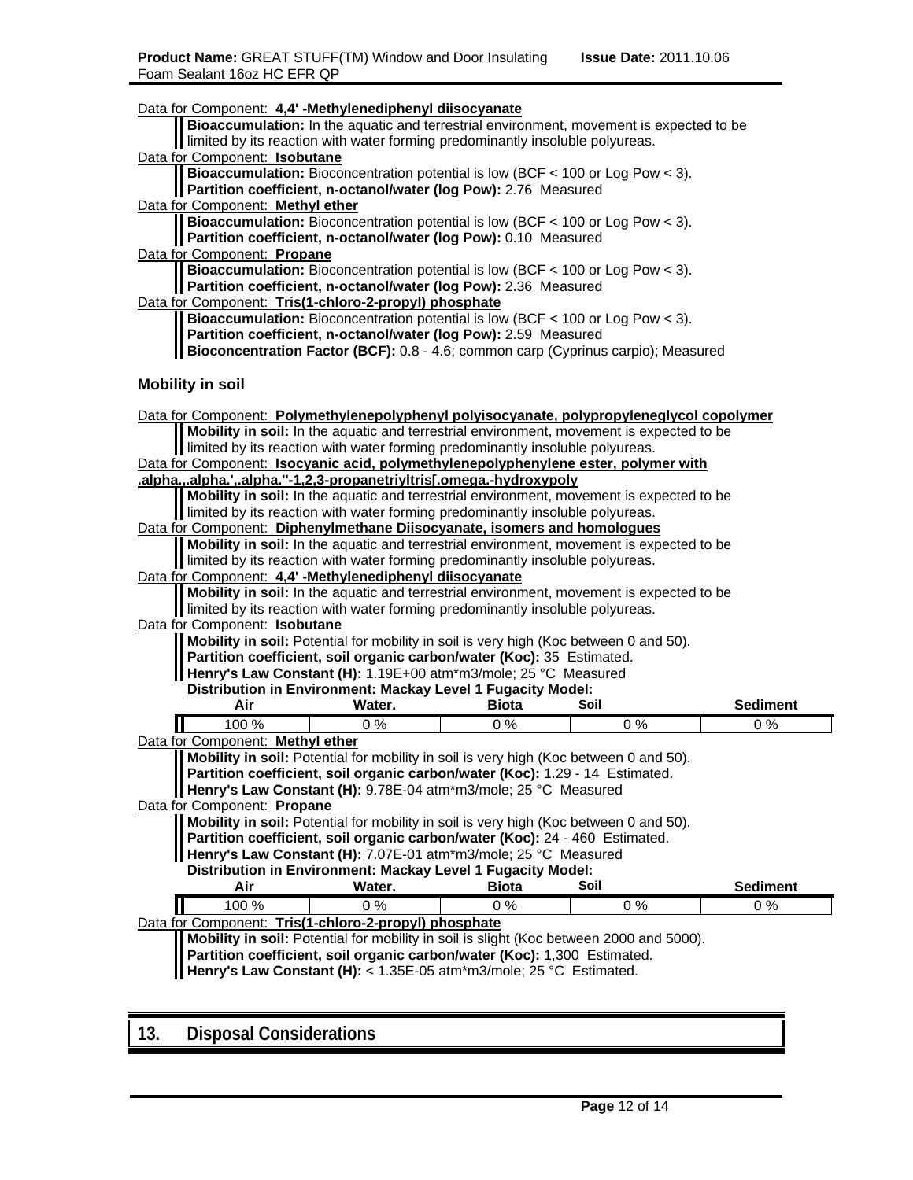Data for Component: **4,4' -Methylenediphenyl diisocyanate**

**Bioaccumulation:** In the aquatic and terrestrial environment, movement is expected to be limited by its reaction with water forming predominantly insoluble polyureas.

Data for Component: **Isobutane**

**Bioaccumulation:** Bioconcentration potential is low (BCF < 100 or Log Pow < 3).
**Partition coefficient, n-octanol/water (log Pow):** 2.76 Measured

Data for Component: **Methyl ether**

**Bioaccumulation:** Bioconcentration potential is low (BCF < 100 or Log Pow < 3).
**Partition coefficient, n-octanol/water (log Pow):** 0.10 Measured

Data for Component: **Propane**

**Bioaccumulation:** Bioconcentration potential is low (BCF < 100 or Log Pow < 3).
**Partition coefficient, n-octanol/water (log Pow):** 2.36 Measured

Data for Component: **Tris(1-chloro-2-propyl) phosphate**

**Bioaccumulation:** Bioconcentration potential is low (BCF < 100 or Log Pow < 3).
**Partition coefficient, n-octanol/water (log Pow):** 2.59 Measured
**Bioconcentration Factor (BCF):** 0.8 - 4.6; common carp (Cyprinus carpio); Measured

### Mobility in soil

Data for Component: **Polymethylenepolyphenyl polyisocyanate, polypropyleneglycol copolymer**

**Mobility in soil:** In the aquatic and terrestrial environment, movement is expected to be limited by its reaction with water forming predominantly insoluble polyureas.

Data for Component: **Isocyanic acid, polymethylenepolyphenylene ester, polymer with .alpha.,.alpha.',.alpha."-1,2,3-propanetriyltris[.omega.-hydroxypoly**

**Mobility in soil:** In the aquatic and terrestrial environment, movement is expected to be limited by its reaction with water forming predominantly insoluble polyureas.

Data for Component: **Diphenylmethane Diisocyanate, isomers and homologues**

**Mobility in soil:** In the aquatic and terrestrial environment, movement is expected to be limited by its reaction with water forming predominantly insoluble polyureas.

Data for Component: **4,4' -Methylenediphenyl diisocyanate**

**Mobility in soil:** In the aquatic and terrestrial environment, movement is expected to be limited by its reaction with water forming predominantly insoluble polyureas.

Data for Component: **Isobutane**

**Mobility in soil:** Potential for mobility in soil is very high (Koc between 0 and 50).
**Partition coefficient, soil organic carbon/water (Koc):** 35 Estimated.
**Henry's Law Constant (H):** 1.19E+00 atm*m3/mole; 25 °C Measured
**Distribution in Environment: Mackay Level 1 Fugacity Model:**

| Air | Water. | Biota | Soil | Sediment |
|---|---|---|---|---|
| 100 % | 0 % | 0 % | 0 % | 0 % |

Data for Component: **Methyl ether**

**Mobility in soil:** Potential for mobility in soil is very high (Koc between 0 and 50).
**Partition coefficient, soil organic carbon/water (Koc):** 1.29 - 14 Estimated.
**Henry's Law Constant (H):** 9.78E-04 atm*m3/mole; 25 °C Measured

Data for Component: **Propane**

**Mobility in soil:** Potential for mobility in soil is very high (Koc between 0 and 50).
**Partition coefficient, soil organic carbon/water (Koc):** 24 - 460 Estimated.
**Henry's Law Constant (H):** 7.07E-01 atm*m3/mole; 25 °C Measured
**Distribution in Environment: Mackay Level 1 Fugacity Model:**

| Air | Water. | Biota | Soil | Sediment |
|---|---|---|---|---|
| 100 % | 0 % | 0 % | 0 % | 0 % |

Data for Component: **Tris(1-chloro-2-propyl) phosphate**

**Mobility in soil:** Potential for mobility in soil is slight (Koc between 2000 and 5000).
**Partition coefficient, soil organic carbon/water (Koc):** 1,300 Estimated.
**Henry's Law Constant (H):** < 1.35E-05 atm*m3/mole; 25 °C Estimated.

## 13. Disposal Considerations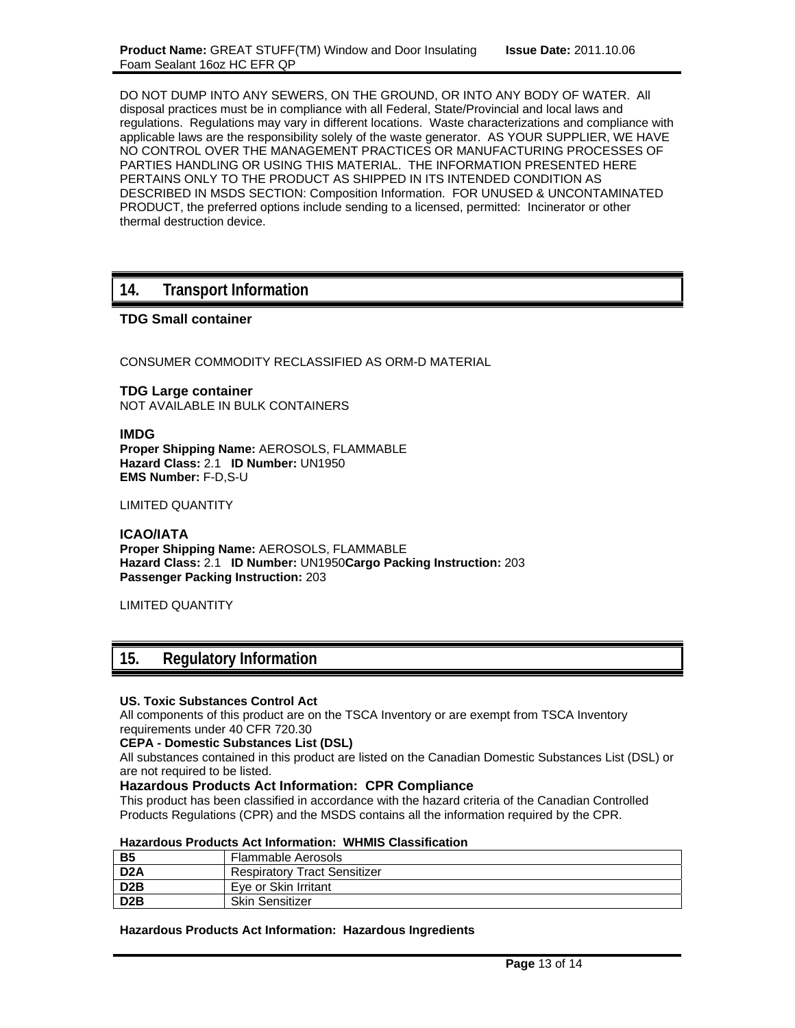DO NOT DUMP INTO ANY SEWERS, ON THE GROUND, OR INTO ANY BODY OF WATER. All disposal practices must be in compliance with all Federal, State/Provincial and local laws and regulations. Regulations may vary in different locations. Waste characterizations and compliance with applicable laws are the responsibility solely of the waste generator. AS YOUR SUPPLIER, WE HAVE NO CONTROL OVER THE MANAGEMENT PRACTICES OR MANUFACTURING PROCESSES OF PARTIES HANDLING OR USING THIS MATERIAL. THE INFORMATION PRESENTED HERE PERTAINS ONLY TO THE PRODUCT AS SHIPPED IN ITS INTENDED CONDITION AS DESCRIBED IN MSDS SECTION: Composition Information. FOR UNUSED & UNCONTAMINATED PRODUCT, the preferred options include sending to a licensed, permitted: Incinerator or other thermal destruction device.

## 14. Transport Information

### TDG Small container

CONSUMER COMMODITY RECLASSIFIED AS ORM-D MATERIAL

### TDG Large container

NOT AVAILABLE IN BULK CONTAINERS

### IMDG

**Proper Shipping Name:** AEROSOLS, FLAMMABLE
**Hazard Class:** 2.1 **ID Number:** UN1950
**EMS Number:** F-D,S-U

LIMITED QUANTITY

### ICAO/IATA

**Proper Shipping Name:** AEROSOLS, FLAMMABLE
**Hazard Class:** 2.1 **ID Number:** UN1950**Cargo Packing Instruction:** 203
**Passenger Packing Instruction:** 203

LIMITED QUANTITY

## 15. Regulatory Information

**US. Toxic Substances Control Act**
All components of this product are on the TSCA Inventory or are exempt from TSCA Inventory requirements under 40 CFR 720.30

**CEPA - Domestic Substances List (DSL)**
All substances contained in this product are listed on the Canadian Domestic Substances List (DSL) or are not required to be listed.

### Hazardous Products Act Information: CPR Compliance

This product has been classified in accordance with the hazard criteria of the Canadian Controlled Products Regulations (CPR) and the MSDS contains all the information required by the CPR.

**Hazardous Products Act Information: WHMIS Classification**

| | |
|---|---|
| **B5** | Flammable Aerosols |
| **D2A** | Respiratory Tract Sensitizer |
| **D2B** | Eye or Skin Irritant |
| **D2B** | Skin Sensitizer |

**Hazardous Products Act Information: Hazardous Ingredients**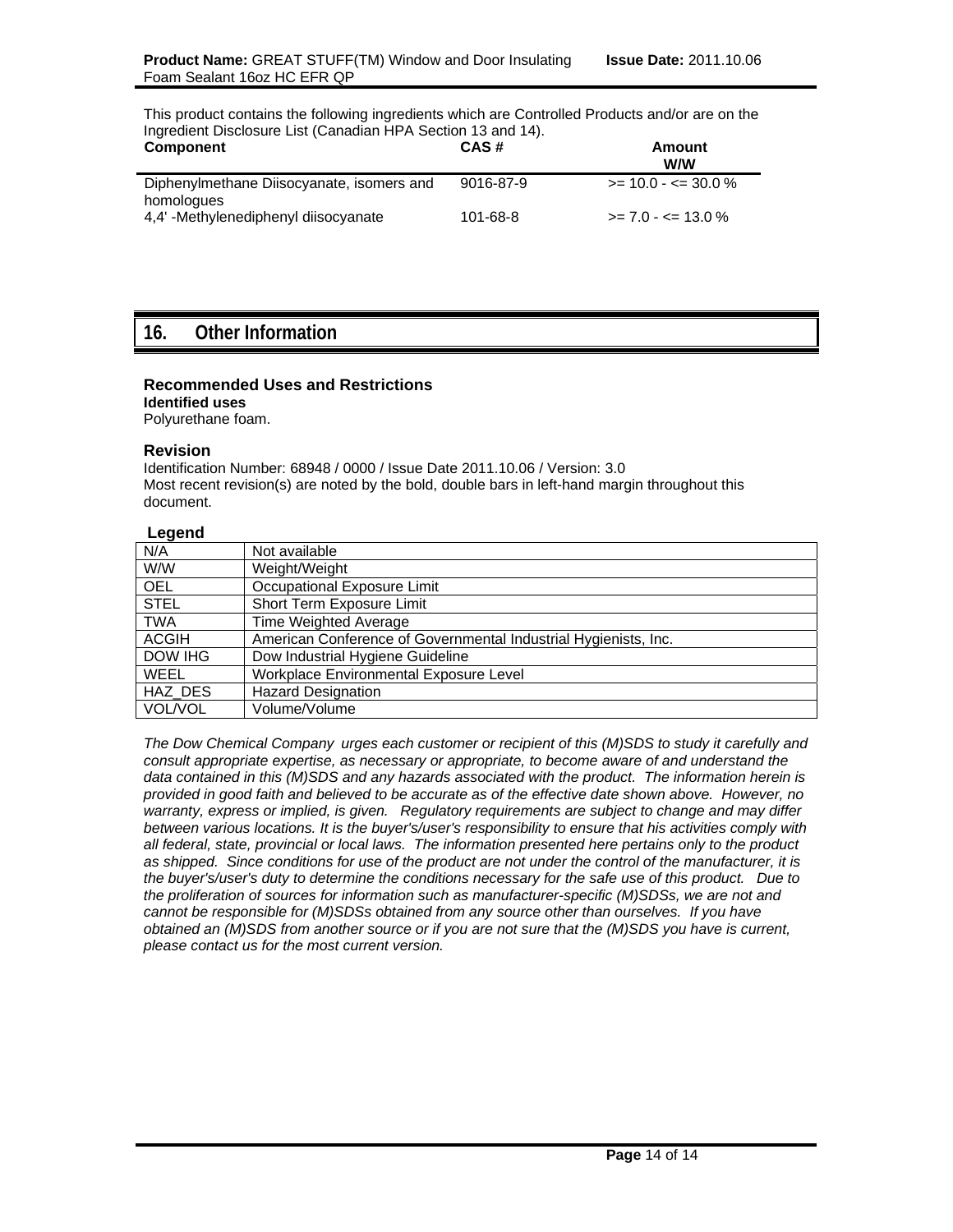This product contains the following ingredients which are Controlled Products and/or are on the Ingredient Disclosure List (Canadian HPA Section 13 and 14).

| Component | CAS # | Amount W/W |
|---|---|---|
| Diphenylmethane Diisocyanate, isomers and homologues | 9016-87-9 | >= 10.0 - <= 30.0 % |
| 4,4' -Methylenediphenyl diisocyanate | 101-68-8 | >= 7.0 - <= 13.0 % |

## 16. Other Information

### Recommended Uses and Restrictions

**Identified uses**

Polyurethane foam.

### Revision

Identification Number: 68948 / 0000 / Issue Date 2011.10.06 / Version: 3.0

Most recent revision(s) are noted by the bold, double bars in left-hand margin throughout this document.

### Legend

| | |
|---|---|
| N/A | Not available |
| W/W | Weight/Weight |
| OEL | Occupational Exposure Limit |
| STEL | Short Term Exposure Limit |
| TWA | Time Weighted Average |
| ACGIH | American Conference of Governmental Industrial Hygienists, Inc. |
| DOW IHG | Dow Industrial Hygiene Guideline |
| WEEL | Workplace Environmental Exposure Level |
| HAZ_DES | Hazard Designation |
| VOL/VOL | Volume/Volume |

*The Dow Chemical Company urges each customer or recipient of this (M)SDS to study it carefully and consult appropriate expertise, as necessary or appropriate, to become aware of and understand the data contained in this (M)SDS and any hazards associated with the product. The information herein is provided in good faith and believed to be accurate as of the effective date shown above. However, no warranty, express or implied, is given. Regulatory requirements are subject to change and may differ between various locations. It is the buyer's/user's responsibility to ensure that his activities comply with all federal, state, provincial or local laws. The information presented here pertains only to the product as shipped. Since conditions for use of the product are not under the control of the manufacturer, it is the buyer's/user's duty to determine the conditions necessary for the safe use of this product. Due to the proliferation of sources for information such as manufacturer-specific (M)SDSs, we are not and cannot be responsible for (M)SDSs obtained from any source other than ourselves. If you have obtained an (M)SDS from another source or if you are not sure that the (M)SDS you have is current, please contact us for the most current version.*